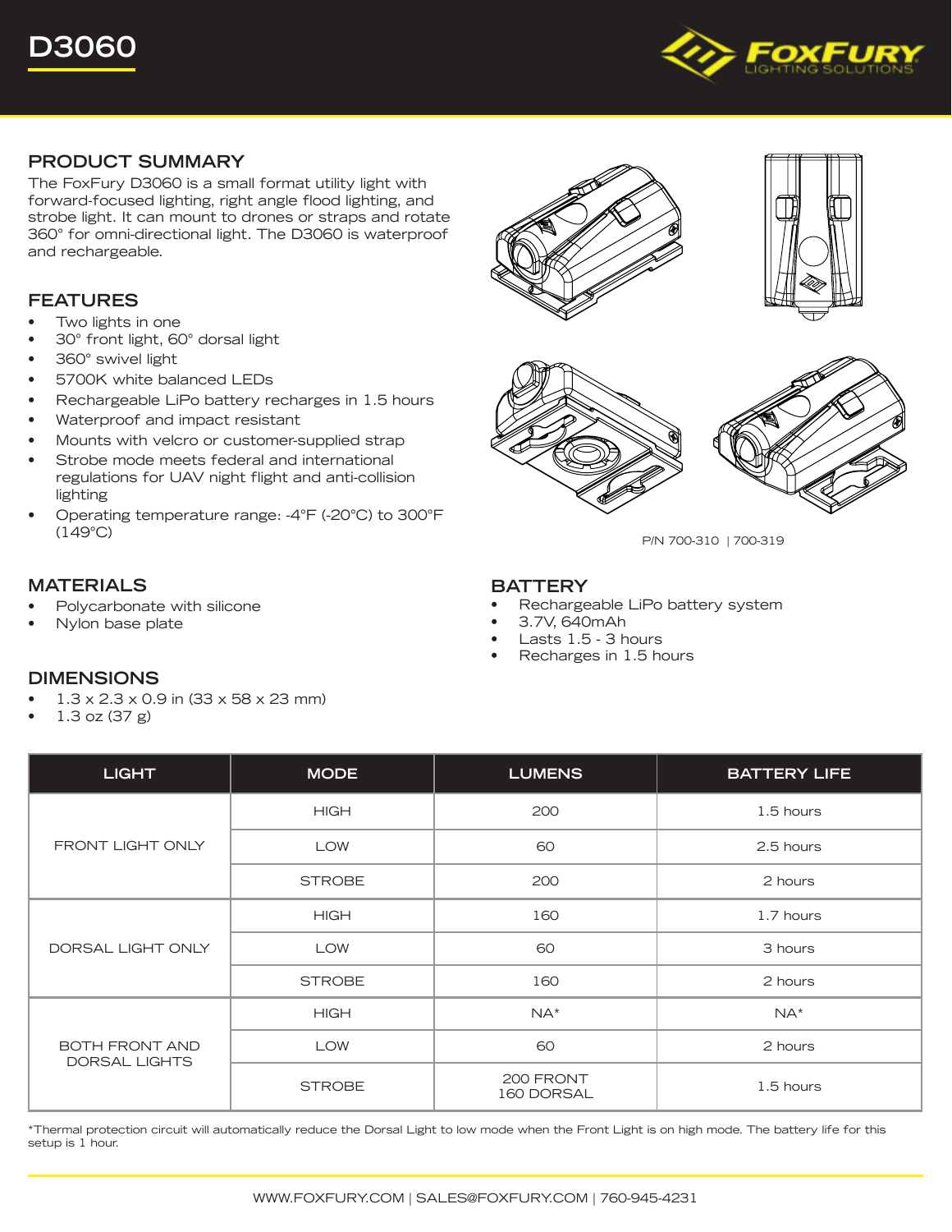# D3060

FoxFury Lighting Solutions

## PRODUCT SUMMARY

The FoxFury D3060 is a small format utility light with forward-focused lighting, right angle flood lighting, and strobe light. It can mount to drones or straps and rotate 360° for omni-directional light. The D3060 is waterproof and rechargeable.

## FEATURES

- Two lights in one
- 30° front light, 60° dorsal light
- 360° swivel light
- 5700K white balanced LEDs
- Rechargeable LiPo battery recharges in 1.5 hours
- Waterproof and impact resistant
- Mounts with velcro or customer-supplied strap
- Strobe mode meets federal and international regulations for UAV night flight and anti-collision lighting
- Operating temperature range: -4°F (-20°C) to 300°F (149°C)

P/N 700-310 | 700-319

## MATERIALS

- Polycarbonate with silicone
- Nylon base plate

## BATTERY

- Rechargeable LiPo battery system
- 3.7V, 640mAh
- Lasts 1.5 - 3 hours
- Recharges in 1.5 hours

## DIMENSIONS

- 1.3 x 2.3 x 0.9 in (33 x 58 x 23 mm)
- 1.3 oz (37 g)

| LIGHT | MODE | LUMENS | BATTERY LIFE |
|---|---|---|---|
| FRONT LIGHT ONLY | HIGH | 200 | 1.5 hours |
| | LOW | 60 | 2.5 hours |
| | STROBE | 200 | 2 hours |
| DORSAL LIGHT ONLY | HIGH | 160 | 1.7 hours |
| | LOW | 60 | 3 hours |
| | STROBE | 160 | 2 hours |
| BOTH FRONT AND DORSAL LIGHTS | HIGH | NA* | NA* |
| | LOW | 60 | 2 hours |
| | STROBE | 200 FRONT 160 DORSAL | 1.5 hours |

*Thermal protection circuit will automatically reduce the Dorsal Light to low mode when the Front Light is on high mode. The battery life for this setup is 1 hour.

WWW.FOXFURY.COM | SALES@FOXFURY.COM | 760-945-4231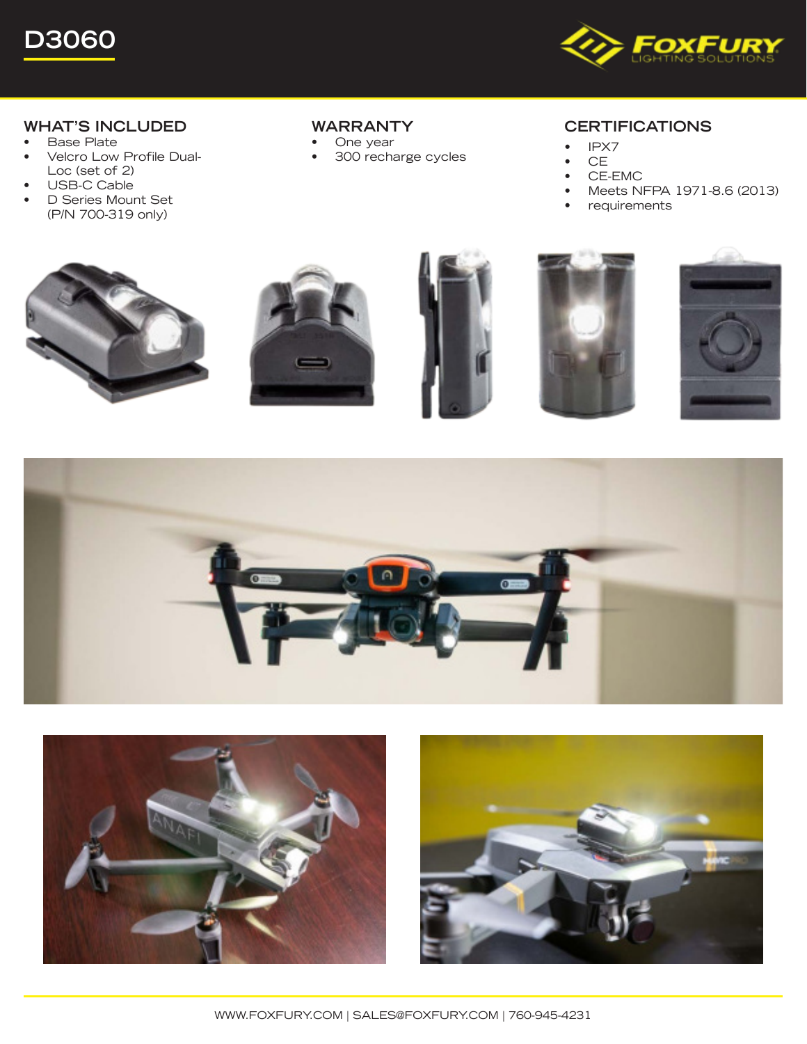# D3060

## WHAT'S INCLUDED

- Base Plate
- Velcro Low Profile Dual-Loc (set of 2)
- USB-C Cable
- D Series Mount Set (P/N 700-319 only)

## WARRANTY

- One year
- 300 recharge cycles

## CERTIFICATIONS

- IPX7
- CE
- CE-EMC
- Meets NFPA 1971-8.6 (2013)
- requirements

WWW.FOXFURY.COM | SALES@FOXFURY.COM | 760-945-4231